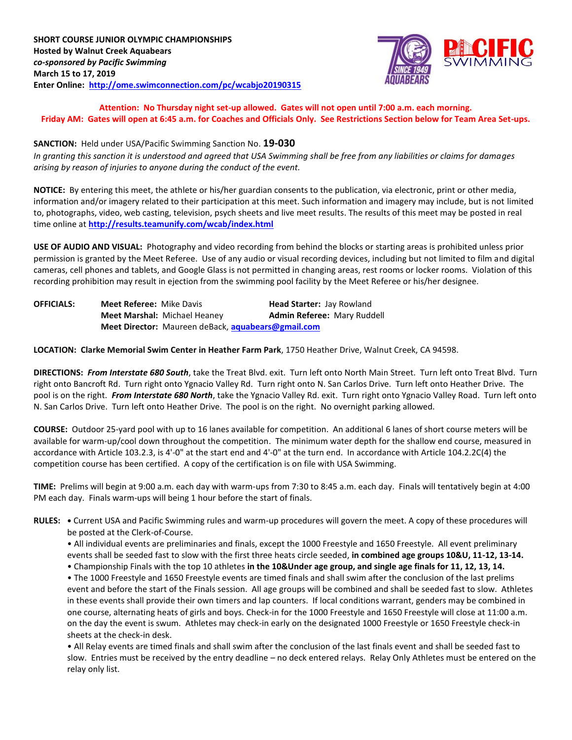**SHORT COURSE JUNIOR OLYMPIC CHAMPIONSHIPS**
**Hosted by Walnut Creek Aquabears**
***co-sponsored by Pacific Swimming***
**March 15 to 17, 2019**
**Enter Online: [http://ome.swimconnection.com/pc/wcabjo20190315](http://ome.swimconnection.com/pc/wcabjo20190315)**

**Attention: No Thursday night set-up allowed. Gates will not open until 7:00 a.m. each morning.**
**Friday AM: Gates will open at 6:45 a.m. for Coaches and Officials Only. See Restrictions Section below for Team Area Set-ups.**

**SANCTION:** Held under USA/Pacific Swimming Sanction No. **19-030**
*In granting this sanction it is understood and agreed that USA Swimming shall be free from any liabilities or claims for damages arising by reason of injuries to anyone during the conduct of the event.*

**NOTICE:** By entering this meet, the athlete or his/her guardian consents to the publication, via electronic, print or other media, information and/or imagery related to their participation at this meet. Such information and imagery may include, but is not limited to, photographs, video, web casting, television, psych sheets and live meet results. The results of this meet may be posted in real time online at **[http://results.teamunify.com/wcab/index.html](http://results.teamunify.com/wcab/index.html)**

**USE OF AUDIO AND VISUAL:** Photography and video recording from behind the blocks or starting areas is prohibited unless prior permission is granted by the Meet Referee. Use of any audio or visual recording devices, including but not limited to film and digital cameras, cell phones and tablets, and Google Glass is not permitted in changing areas, rest rooms or locker rooms. Violation of this recording prohibition may result in ejection from the swimming pool facility by the Meet Referee or his/her designee.

**OFFICIALS:**
**Meet Referee:** Mike Davis
**Head Starter:** Jay Rowland
**Meet Marshal:** Michael Heaney
**Admin Referee:** Mary Ruddell
**Meet Director:** Maureen deBack, **[aquabears@gmail.com](mailto:aquabears@gmail.com)**

**LOCATION: Clarke Memorial Swim Center in Heather Farm Park**, 1750 Heather Drive, Walnut Creek, CA 94598.

**DIRECTIONS:** ***From Interstate 680 South***, take the Treat Blvd. exit. Turn left onto North Main Street. Turn left onto Treat Blvd. Turn right onto Bancroft Rd. Turn right onto Ygnacio Valley Rd. Turn right onto N. San Carlos Drive. Turn left onto Heather Drive. The pool is on the right. ***From Interstate 680 North***, take the Ygnacio Valley Rd. exit. Turn right onto Ygnacio Valley Road. Turn left onto N. San Carlos Drive. Turn left onto Heather Drive. The pool is on the right. No overnight parking allowed.

**COURSE:** Outdoor 25-yard pool with up to 16 lanes available for competition. An additional 6 lanes of short course meters will be available for warm-up/cool down throughout the competition. The minimum water depth for the shallow end course, measured in accordance with Article 103.2.3, is 4'-0" at the start end and 4'-0" at the turn end. In accordance with Article 104.2.2C(4) the competition course has been certified. A copy of the certification is on file with USA Swimming.

**TIME:** Prelims will begin at 9:00 a.m. each day with warm-ups from 7:30 to 8:45 a.m. each day. Finals will tentatively begin at 4:00 PM each day. Finals warm-ups will being 1 hour before the start of finals.

**RULES:**
- Current USA and Pacific Swimming rules and warm-up procedures will govern the meet. A copy of these procedures will be posted at the Clerk-of-Course.
- All individual events are preliminaries and finals, except the 1000 Freestyle and 1650 Freestyle. All event preliminary events shall be seeded fast to slow with the first three heats circle seeded, **in combined age groups 10&U, 11-12, 13-14.**
- Championship Finals with the top 10 athletes **in the 10&Under age group, and single age finals for 11, 12, 13, 14.**
- The 1000 Freestyle and 1650 Freestyle events are timed finals and shall swim after the conclusion of the last prelims event and before the start of the Finals session. All age groups will be combined and shall be seeded fast to slow. Athletes in these events shall provide their own timers and lap counters. If local conditions warrant, genders may be combined in one course, alternating heats of girls and boys. Check-in for the 1000 Freestyle and 1650 Freestyle will close at 11:00 a.m. on the day the event is swum. Athletes may check-in early on the designated 1000 Freestyle or 1650 Freestyle check-in sheets at the check-in desk.
- All Relay events are timed finals and shall swim after the conclusion of the last finals event and shall be seeded fast to slow. Entries must be received by the entry deadline – no deck entered relays. Relay Only Athletes must be entered on the relay only list.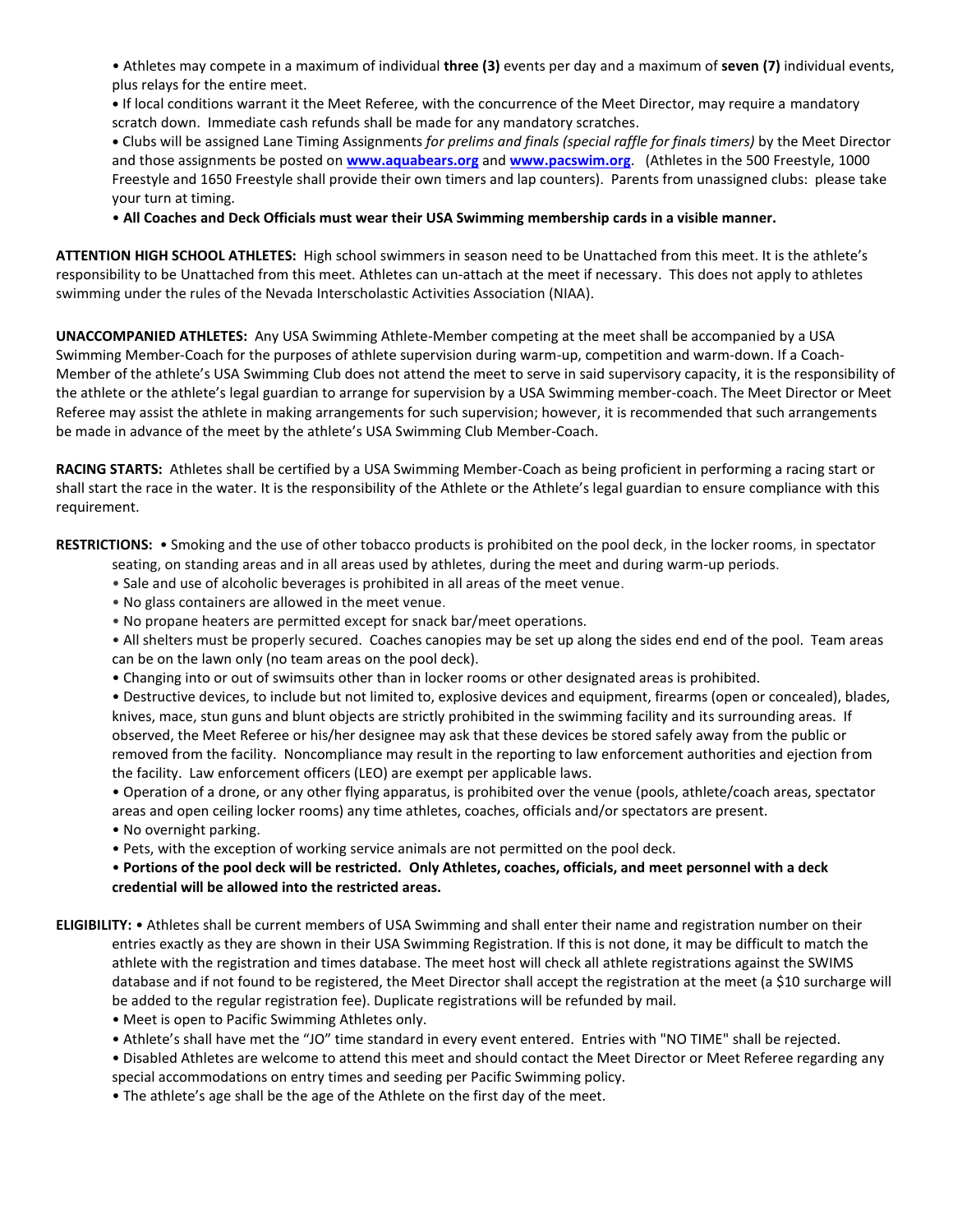- Athletes may compete in a maximum of individual **three (3)** events per day and a maximum of **seven (7)** individual events, plus relays for the entire meet.
- If local conditions warrant it the Meet Referee, with the concurrence of the Meet Director, may require a mandatory scratch down. Immediate cash refunds shall be made for any mandatory scratches.
- Clubs will be assigned Lane Timing Assignments *for prelims and finals (special raffle for finals timers)* by the Meet Director and those assignments be posted on **[www.aquabears.org](http://www.aquabears.org)** and **[www.pacswim.org](http://www.pacswim.org)**. (Athletes in the 500 Freestyle, 1000 Freestyle and 1650 Freestyle shall provide their own timers and lap counters). Parents from unassigned clubs: please take your turn at timing.
- **All Coaches and Deck Officials must wear their USA Swimming membership cards in a visible manner.**

**ATTENTION HIGH SCHOOL ATHLETES:** High school swimmers in season need to be Unattached from this meet. It is the athlete's responsibility to be Unattached from this meet. Athletes can un-attach at the meet if necessary. This does not apply to athletes swimming under the rules of the Nevada Interscholastic Activities Association (NIAA).

**UNACCOMPANIED ATHLETES:** Any USA Swimming Athlete-Member competing at the meet shall be accompanied by a USA Swimming Member-Coach for the purposes of athlete supervision during warm-up, competition and warm-down. If a Coach-Member of the athlete's USA Swimming Club does not attend the meet to serve in said supervisory capacity, it is the responsibility of the athlete or the athlete's legal guardian to arrange for supervision by a USA Swimming member-coach. The Meet Director or Meet Referee may assist the athlete in making arrangements for such supervision; however, it is recommended that such arrangements be made in advance of the meet by the athlete's USA Swimming Club Member-Coach.

**RACING STARTS:** Athletes shall be certified by a USA Swimming Member-Coach as being proficient in performing a racing start or shall start the race in the water. It is the responsibility of the Athlete or the Athlete's legal guardian to ensure compliance with this requirement.

**RESTRICTIONS:**

- Smoking and the use of other tobacco products is prohibited on the pool deck, in the locker rooms, in spectator seating, on standing areas and in all areas used by athletes, during the meet and during warm-up periods.
- Sale and use of alcoholic beverages is prohibited in all areas of the meet venue.
- No glass containers are allowed in the meet venue.
- No propane heaters are permitted except for snack bar/meet operations.
- All shelters must be properly secured. Coaches canopies may be set up along the sides end end of the pool. Team areas can be on the lawn only (no team areas on the pool deck).
- Changing into or out of swimsuits other than in locker rooms or other designated areas is prohibited.
- Destructive devices, to include but not limited to, explosive devices and equipment, firearms (open or concealed), blades, knives, mace, stun guns and blunt objects are strictly prohibited in the swimming facility and its surrounding areas. If observed, the Meet Referee or his/her designee may ask that these devices be stored safely away from the public or removed from the facility. Noncompliance may result in the reporting to law enforcement authorities and ejection from the facility. Law enforcement officers (LEO) are exempt per applicable laws.
- Operation of a drone, or any other flying apparatus, is prohibited over the venue (pools, athlete/coach areas, spectator areas and open ceiling locker rooms) any time athletes, coaches, officials and/or spectators are present.
- No overnight parking.
- Pets, with the exception of working service animals are not permitted on the pool deck.
- **Portions of the pool deck will be restricted. Only Athletes, coaches, officials, and meet personnel with a deck credential will be allowed into the restricted areas.**

**ELIGIBILITY:**

- Athletes shall be current members of USA Swimming and shall enter their name and registration number on their entries exactly as they are shown in their USA Swimming Registration. If this is not done, it may be difficult to match the athlete with the registration and times database. The meet host will check all athlete registrations against the SWIMS database and if not found to be registered, the Meet Director shall accept the registration at the meet (a $10 surcharge will be added to the regular registration fee). Duplicate registrations will be refunded by mail.
- Meet is open to Pacific Swimming Athletes only.
- Athlete's shall have met the "JO" time standard in every event entered. Entries with "NO TIME" shall be rejected.
- Disabled Athletes are welcome to attend this meet and should contact the Meet Director or Meet Referee regarding any special accommodations on entry times and seeding per Pacific Swimming policy.
- The athlete's age shall be the age of the Athlete on the first day of the meet.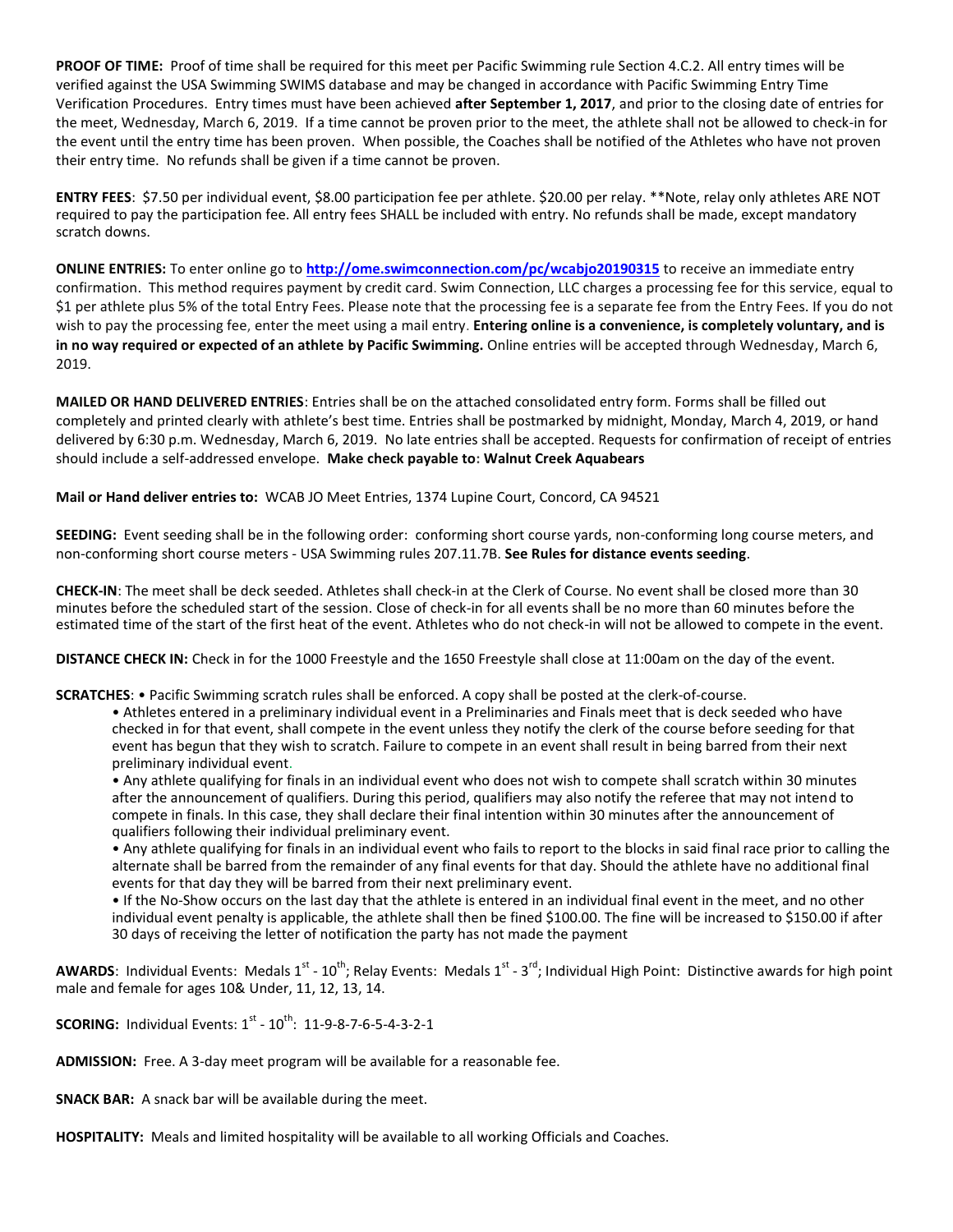**PROOF OF TIME:** Proof of time shall be required for this meet per Pacific Swimming rule Section 4.C.2. All entry times will be verified against the USA Swimming SWIMS database and may be changed in accordance with Pacific Swimming Entry Time Verification Procedures. Entry times must have been achieved **after September 1, 2017**, and prior to the closing date of entries for the meet, Wednesday, March 6, 2019. If a time cannot be proven prior to the meet, the athlete shall not be allowed to check-in for the event until the entry time has been proven. When possible, the Coaches shall be notified of the Athletes who have not proven their entry time. No refunds shall be given if a time cannot be proven.

**ENTRY FEES**: $7.50 per individual event, $8.00 participation fee per athlete. $20.00 per relay. **Note, relay only athletes ARE NOT required to pay the participation fee. All entry fees SHALL be included with entry. No refunds shall be made, except mandatory scratch downs.

**ONLINE ENTRIES:** To enter online go to **http://ome.swimconnection.com/pc/wcabjo20190315** to receive an immediate entry confirmation. This method requires payment by credit card. Swim Connection, LLC charges a processing fee for this service, equal to $1 per athlete plus 5% of the total Entry Fees. Please note that the processing fee is a separate fee from the Entry Fees. If you do not wish to pay the processing fee, enter the meet using a mail entry. **Entering online is a convenience, is completely voluntary, and is in no way required or expected of an athlete by Pacific Swimming.** Online entries will be accepted through Wednesday, March 6, 2019.

**MAILED OR HAND DELIVERED ENTRIES**: Entries shall be on the attached consolidated entry form. Forms shall be filled out completely and printed clearly with athlete's best time. Entries shall be postmarked by midnight, Monday, March 4, 2019, or hand delivered by 6:30 p.m. Wednesday, March 6, 2019. No late entries shall be accepted. Requests for confirmation of receipt of entries should include a self-addressed envelope. **Make check payable to: Walnut Creek Aquabears**

**Mail or Hand deliver entries to:** WCAB JO Meet Entries, 1374 Lupine Court, Concord, CA 94521

**SEEDING:** Event seeding shall be in the following order: conforming short course yards, non-conforming long course meters, and non-conforming short course meters - USA Swimming rules 207.11.7B. **See Rules for distance events seeding**.

**CHECK-IN**: The meet shall be deck seeded. Athletes shall check-in at the Clerk of Course. No event shall be closed more than 30 minutes before the scheduled start of the session. Close of check-in for all events shall be no more than 60 minutes before the estimated time of the start of the first heat of the event. Athletes who do not check-in will not be allowed to compete in the event.

**DISTANCE CHECK IN:** Check in for the 1000 Freestyle and the 1650 Freestyle shall close at 11:00am on the day of the event.

**SCRATCHES**: • Pacific Swimming scratch rules shall be enforced. A copy shall be posted at the clerk-of-course.

- Athletes entered in a preliminary individual event in a Preliminaries and Finals meet that is deck seeded who have checked in for that event, shall compete in the event unless they notify the clerk of the course before seeding for that event has begun that they wish to scratch. Failure to compete in an event shall result in being barred from their next preliminary individual event.
- Any athlete qualifying for finals in an individual event who does not wish to compete shall scratch within 30 minutes after the announcement of qualifiers. During this period, qualifiers may also notify the referee that may not intend to compete in finals. In this case, they shall declare their final intention within 30 minutes after the announcement of qualifiers following their individual preliminary event.
- Any athlete qualifying for finals in an individual event who fails to report to the blocks in said final race prior to calling the alternate shall be barred from the remainder of any final events for that day. Should the athlete have no additional final events for that day they will be barred from their next preliminary event.
- If the No-Show occurs on the last day that the athlete is entered in an individual final event in the meet, and no other individual event penalty is applicable, the athlete shall then be fined $100.00. The fine will be increased to $150.00 if after 30 days of receiving the letter of notification the party has not made the payment

**AWARDS**: Individual Events: Medals 1st - 10th; Relay Events: Medals 1st - 3rd; Individual High Point: Distinctive awards for high point male and female for ages 10& Under, 11, 12, 13, 14.

**SCORING:** Individual Events: 1st - 10th: 11-9-8-7-6-5-4-3-2-1

**ADMISSION:** Free. A 3-day meet program will be available for a reasonable fee.

**SNACK BAR:** A snack bar will be available during the meet.

**HOSPITALITY:** Meals and limited hospitality will be available to all working Officials and Coaches.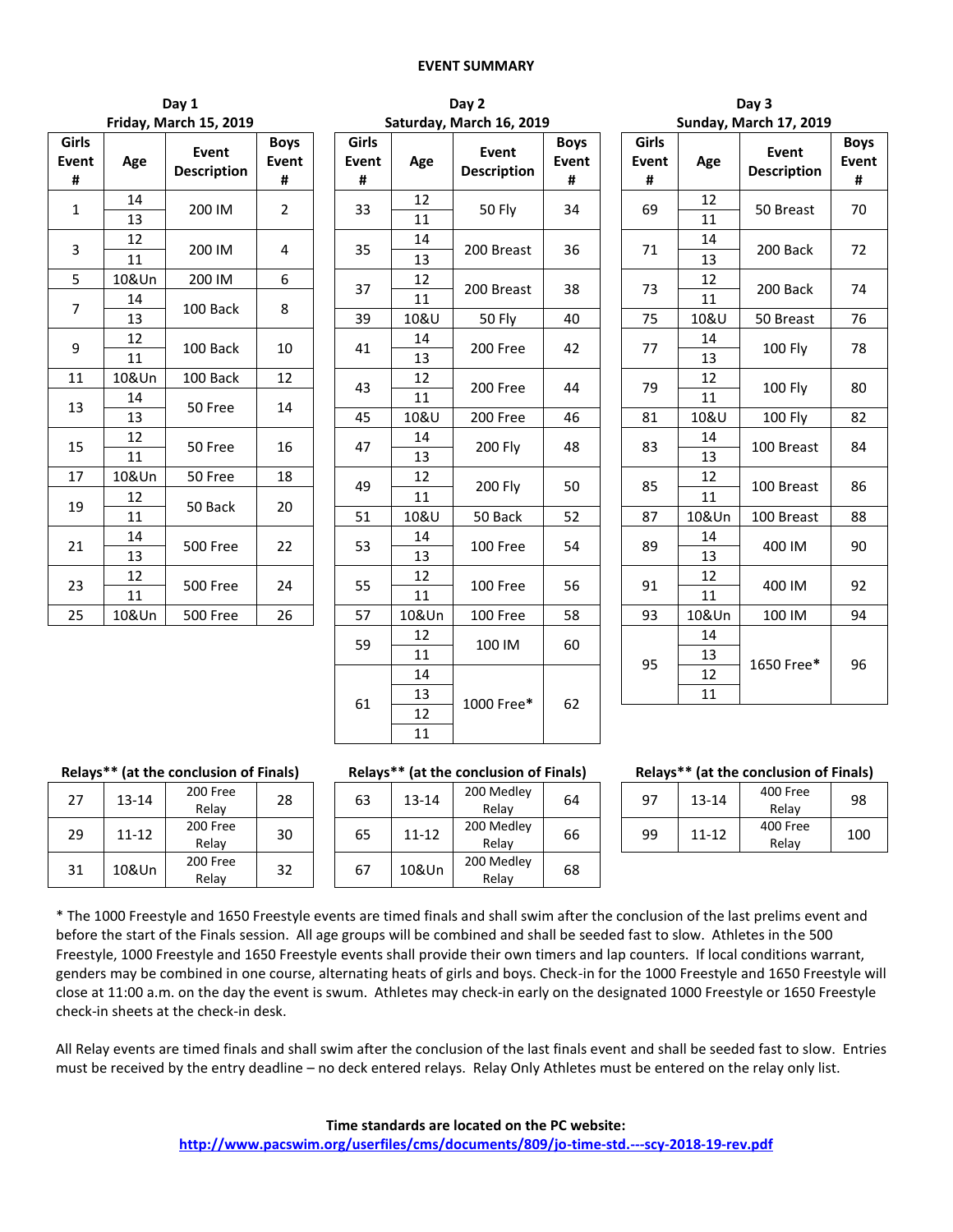**EVENT SUMMARY**

**Day 1**
**Friday, March 15, 2019**

| Girls Event # | Age | Event Description | Boys Event # |
|---|---|---|---|
| 1 | 14 | 200 IM | 2 |
| | 13 | | |
| 3 | 12 | 200 IM | 4 |
| | 11 | | |
| 5 | 10&Un | 200 IM | 6 |
| 7 | 14 | 100 Back | 8 |
| | 13 | | |
| 9 | 12 | 100 Back | 10 |
| | 11 | | |
| 11 | 10&Un | 100 Back | 12 |
| 13 | 14 | 50 Free | 14 |
| | 13 | | |
| 15 | 12 | 50 Free | 16 |
| | 11 | | |
| 17 | 10&Un | 50 Free | 18 |
| 19 | 12 | 50 Back | 20 |
| | 11 | | |
| 21 | 14 | 500 Free | 22 |
| | 13 | | |
| 23 | 12 | 500 Free | 24 |
| | 11 | | |
| 25 | 10&Un | 500 Free | 26 |

**Relays** (at the conclusion of Finals)**

| Girls Event # | Age | Event Description | Boys Event # |
|---|---|---|---|
| 27 | 13-14 | 200 Free Relay | 28 |
| 29 | 11-12 | 200 Free Relay | 30 |
| 31 | 10&Un | 200 Free Relay | 32 |

**Day 2**
**Saturday, March 16, 2019**

| Girls Event # | Age | Event Description | Boys Event # |
|---|---|---|---|
| 33 | 12 | 50 Fly | 34 |
| | 11 | | |
| 35 | 14 | 200 Breast | 36 |
| | 13 | | |
| 37 | 12 | 200 Breast | 38 |
| | 11 | | |
| 39 | 10&U | 50 Fly | 40 |
| 41 | 14 | 200 Free | 42 |
| | 13 | | |
| 43 | 12 | 200 Free | 44 |
| | 11 | | |
| 45 | 10&U | 200 Free | 46 |
| 47 | 14 | 200 Fly | 48 |
| | 13 | | |
| 49 | 12 | 200 Fly | 50 |
| | 11 | | |
| 51 | 10&U | 50 Back | 52 |
| 53 | 14 | 100 Free | 54 |
| | 13 | | |
| 55 | 12 | 100 Free | 56 |
| | 11 | | |
| 57 | 10&Un | 100 Free | 58 |
| 59 | 12 | 100 IM | 60 |
| | 11 | | |
| 61 | 14 | 1000 Free* | 62 |
| | 13 | | |
| | 12 | | |
| | 11 | | |

**Relays** (at the conclusion of Finals)**

| Girls Event # | Age | Event Description | Boys Event # |
|---|---|---|---|
| 63 | 13-14 | 200 Medley Relay | 64 |
| 65 | 11-12 | 200 Medley Relay | 66 |
| 67 | 10&Un | 200 Medley Relay | 68 |

**Day 3**
**Sunday, March 17, 2019**

| Girls Event # | Age | Event Description | Boys Event # |
|---|---|---|---|
| 69 | 12 | 50 Breast | 70 |
| | 11 | | |
| 71 | 14 | 200 Back | 72 |
| | 13 | | |
| 73 | 12 | 200 Back | 74 |
| | 11 | | |
| 75 | 10&U | 50 Breast | 76 |
| 77 | 14 | 100 Fly | 78 |
| | 13 | | |
| 79 | 12 | 100 Fly | 80 |
| | 11 | | |
| 81 | 10&U | 100 Fly | 82 |
| 83 | 14 | 100 Breast | 84 |
| | 13 | | |
| 85 | 12 | 100 Breast | 86 |
| | 11 | | |
| 87 | 10&Un | 100 Breast | 88 |
| 89 | 14 | 400 IM | 90 |
| | 13 | | |
| 91 | 12 | 400 IM | 92 |
| | 11 | | |
| 93 | 10&Un | 100 IM | 94 |
| 95 | 14 | 1650 Free* | 96 |
| | 13 | | |
| | 12 | | |
| | 11 | | |

**Relays** (at the conclusion of Finals)**

| Girls Event # | Age | Event Description | Boys Event # |
|---|---|---|---|
| 97 | 13-14 | 400 Free Relay | 98 |
| 99 | 11-12 | 400 Free Relay | 100 |

* The 1000 Freestyle and 1650 Freestyle events are timed finals and shall swim after the conclusion of the last prelims event and before the start of the Finals session. All age groups will be combined and shall be seeded fast to slow. Athletes in the 500 Freestyle, 1000 Freestyle and 1650 Freestyle events shall provide their own timers and lap counters. If local conditions warrant, genders may be combined in one course, alternating heats of girls and boys. Check-in for the 1000 Freestyle and 1650 Freestyle will close at 11:00 a.m. on the day the event is swum. Athletes may check-in early on the designated 1000 Freestyle or 1650 Freestyle check-in sheets at the check-in desk.

All Relay events are timed finals and shall swim after the conclusion of the last finals event and shall be seeded fast to slow. Entries must be received by the entry deadline – no deck entered relays. Relay Only Athletes must be entered on the relay only list.

**Time standards are located on the PC website:**
**http://www.pacswim.org/userfiles/cms/documents/809/jo-time-std.---scy-2018-19-rev.pdf**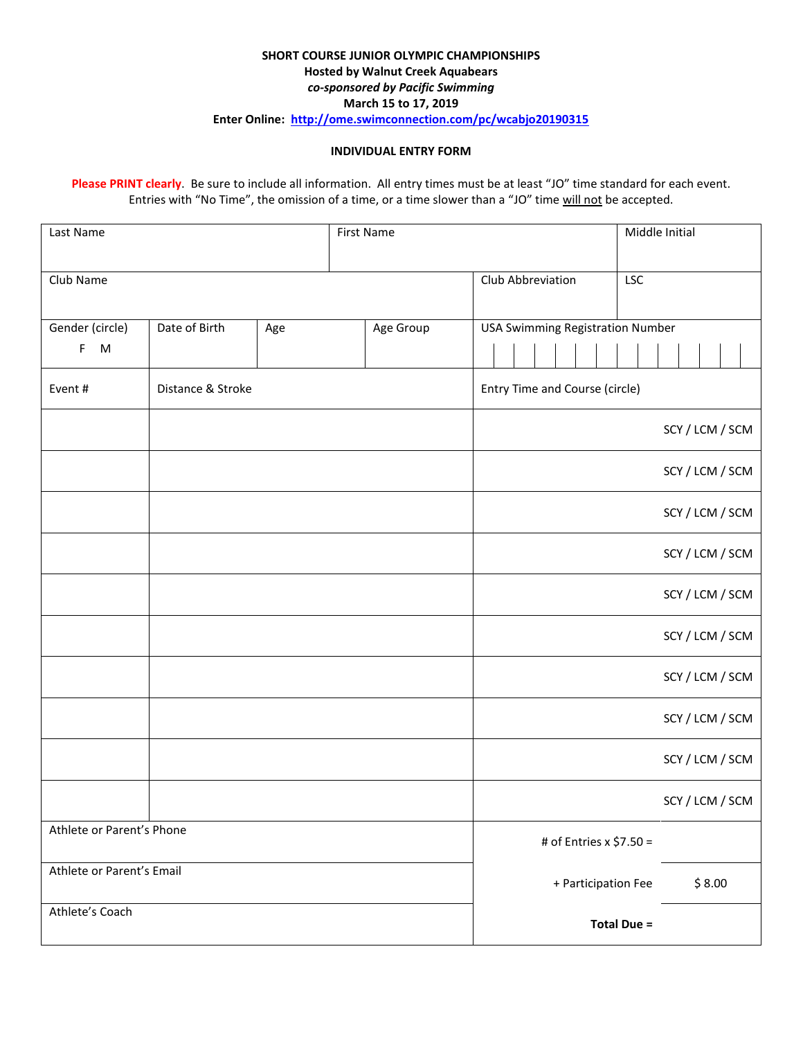**SHORT COURSE JUNIOR OLYMPIC CHAMPIONSHIPS**

**Hosted by Walnut Creek Aquabears**

***co-sponsored by Pacific Swimming***

**March 15 to 17, 2019**

**Enter Online: [http://ome.swimconnection.com/pc/wcabjo20190315](http://ome.swimconnection.com/pc/wcabjo20190315)**

**INDIVIDUAL ENTRY FORM**

**Please PRINT clearly**. Be sure to include all information. All entry times must be at least "JO" time standard for each event. Entries with "No Time", the omission of a time, or a time slower than a "JO" time will not be accepted.

| Last Name | | First Name | | Middle Initial |
|---|---|---|---|---|
| Club Name | | | Club Abbreviation | LSC |
| Gender (circle) F M | Date of Birth | Age | Age Group | USA Swimming Registration Number |

| Event # | Distance & Stroke | Entry Time and Course (circle) |
|---|---|---|
| | | SCY / LCM / SCM |
| | | SCY / LCM / SCM |
| | | SCY / LCM / SCM |
| | | SCY / LCM / SCM |
| | | SCY / LCM / SCM |
| | | SCY / LCM / SCM |
| | | SCY / LCM / SCM |
| | | SCY / LCM / SCM |
| | | SCY / LCM / SCM |
| | | SCY / LCM / SCM |

| | | |
|---|---|---|
| Athlete or Parent's Phone | # of Entries x $7.50 = | |
| Athlete or Parent's Email | + Participation Fee | $ 8.00 |
| Athlete's Coach | **Total Due =** | |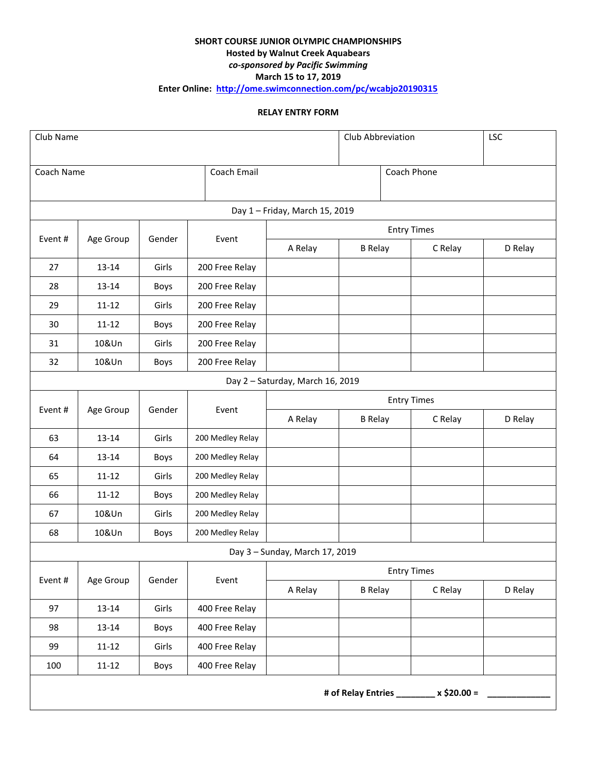**SHORT COURSE JUNIOR OLYMPIC CHAMPIONSHIPS**
**Hosted by Walnut Creek Aquabears**
***co-sponsored by Pacific Swimming***
**March 15 to 17, 2019**
**Enter Online: http://ome.swimconnection.com/pc/wcabjo20190315**

**RELAY ENTRY FORM**

| Club Name | | Club Abbreviation | LSC |
|---|---|---|---|
| | | | |

| Coach Name | Coach Email | Coach Phone |
|---|---|---|
| | | |

**Day 1 – Friday, March 15, 2019**

| Event # | Age Group | Gender | Event | Entry Times | | | |
|---|---|---|---|---|---|---|---|
| | | | | A Relay | B Relay | C Relay | D Relay |
| 27 | 13-14 | Girls | 200 Free Relay | | | | |
| 28 | 13-14 | Boys | 200 Free Relay | | | | |
| 29 | 11-12 | Girls | 200 Free Relay | | | | |
| 30 | 11-12 | Boys | 200 Free Relay | | | | |
| 31 | 10&Un | Girls | 200 Free Relay | | | | |
| 32 | 10&Un | Boys | 200 Free Relay | | | | |

**Day 2 – Saturday, March 16, 2019**

| Event # | Age Group | Gender | Event | Entry Times | | | |
|---|---|---|---|---|---|---|---|
| | | | | A Relay | B Relay | C Relay | D Relay |
| 63 | 13-14 | Girls | 200 Medley Relay | | | | |
| 64 | 13-14 | Boys | 200 Medley Relay | | | | |
| 65 | 11-12 | Girls | 200 Medley Relay | | | | |
| 66 | 11-12 | Boys | 200 Medley Relay | | | | |
| 67 | 10&Un | Girls | 200 Medley Relay | | | | |
| 68 | 10&Un | Boys | 200 Medley Relay | | | | |

**Day 3 – Sunday, March 17, 2019**

| Event # | Age Group | Gender | Event | Entry Times | | | |
|---|---|---|---|---|---|---|---|
| | | | | A Relay | B Relay | C Relay | D Relay |
| 97 | 13-14 | Girls | 400 Free Relay | | | | |
| 98 | 13-14 | Boys | 400 Free Relay | | | | |
| 99 | 11-12 | Girls | 400 Free Relay | | | | |
| 100 | 11-12 | Boys | 400 Free Relay | | | | |

**# of Relay Entries ________ x $20.00 = _____________**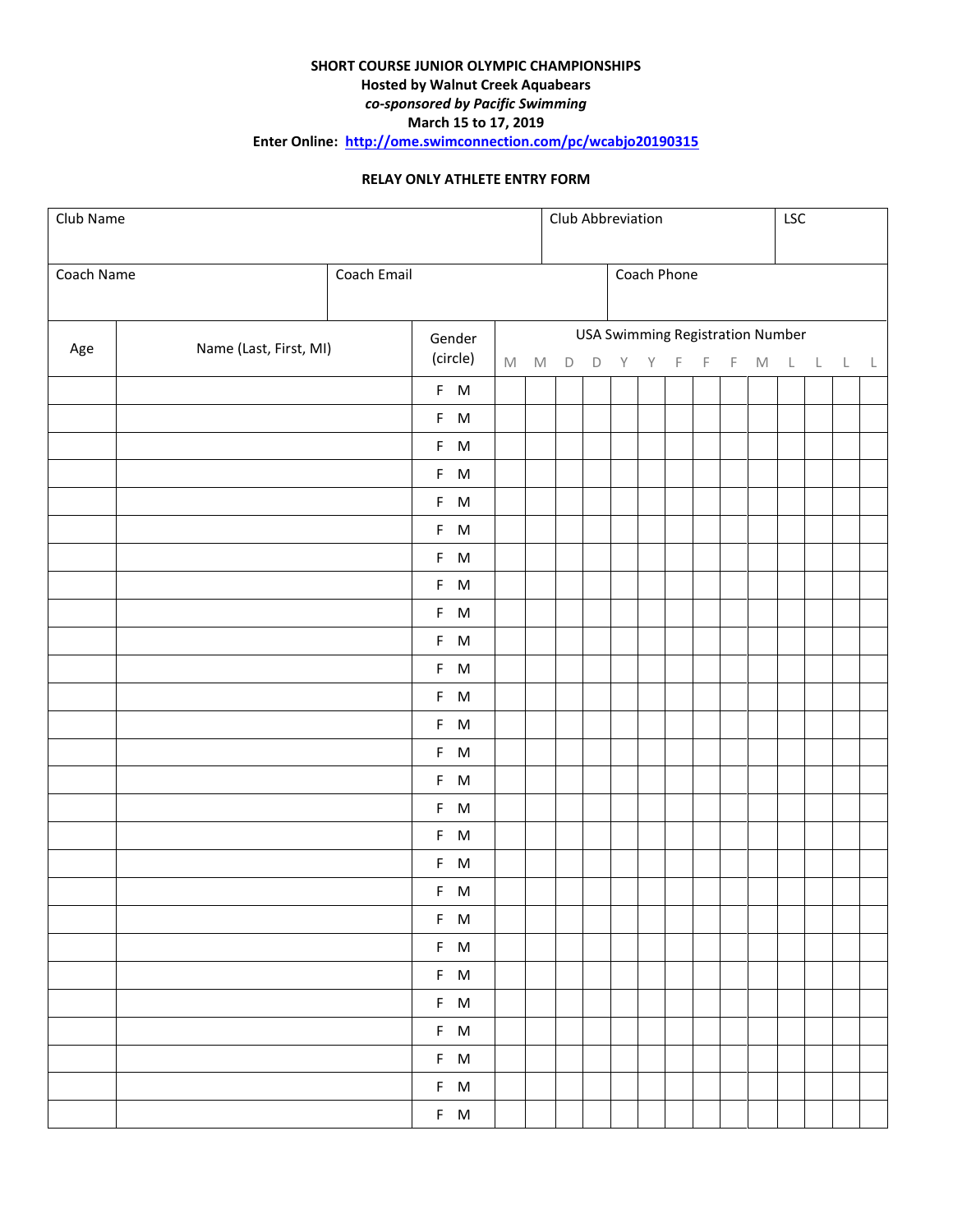**SHORT COURSE JUNIOR OLYMPIC CHAMPIONSHIPS**

**Hosted by Walnut Creek Aquabears**

***co-sponsored by Pacific Swimming***

**March 15 to 17, 2019**

**Enter Online: http://ome.swimconnection.com/pc/wcabjo20190315**

**RELAY ONLY ATHLETE ENTRY FORM**

| Club Name | Club Abbreviation | LSC |
|---|---|---|
| | | |

| Coach Name | Coach Email | Coach Phone |
|---|---|---|
| | | |

| Age | Name (Last, First, MI) | Gender (circle) | USA Swimming Registration Number | | | | | | | | | | | | | |
|---|---|---|---|---|---|---|---|---|---|---|---|---|---|---|---|---|
| | | | M | M | D | D | Y | Y | F | F | F | M | L | L | L | L |
| | | F M | | | | | | | | | | | | | | |
| | | F M | | | | | | | | | | | | | | |
| | | F M | | | | | | | | | | | | | | |
| | | F M | | | | | | | | | | | | | | |
| | | F M | | | | | | | | | | | | | | |
| | | F M | | | | | | | | | | | | | | |
| | | F M | | | | | | | | | | | | | | |
| | | F M | | | | | | | | | | | | | | |
| | | F M | | | | | | | | | | | | | | |
| | | F M | | | | | | | | | | | | | | |
| | | F M | | | | | | | | | | | | | | |
| | | F M | | | | | | | | | | | | | | |
| | | F M | | | | | | | | | | | | | | |
| | | F M | | | | | | | | | | | | | | |
| | | F M | | | | | | | | | | | | | | |
| | | F M | | | | | | | | | | | | | | |
| | | F M | | | | | | | | | | | | | | |
| | | F M | | | | | | | | | | | | | | |
| | | F M | | | | | | | | | | | | | | |
| | | F M | | | | | | | | | | | | | | |
| | | F M | | | | | | | | | | | | | | |
| | | F M | | | | | | | | | | | | | | |
| | | F M | | | | | | | | | | | | | | |
| | | F M | | | | | | | | | | | | | | |
| | | F M | | | | | | | | | | | | | | |
| | | F M | | | | | | | | | | | | | | |
| | | F M | | | | | | | | | | | | | | |